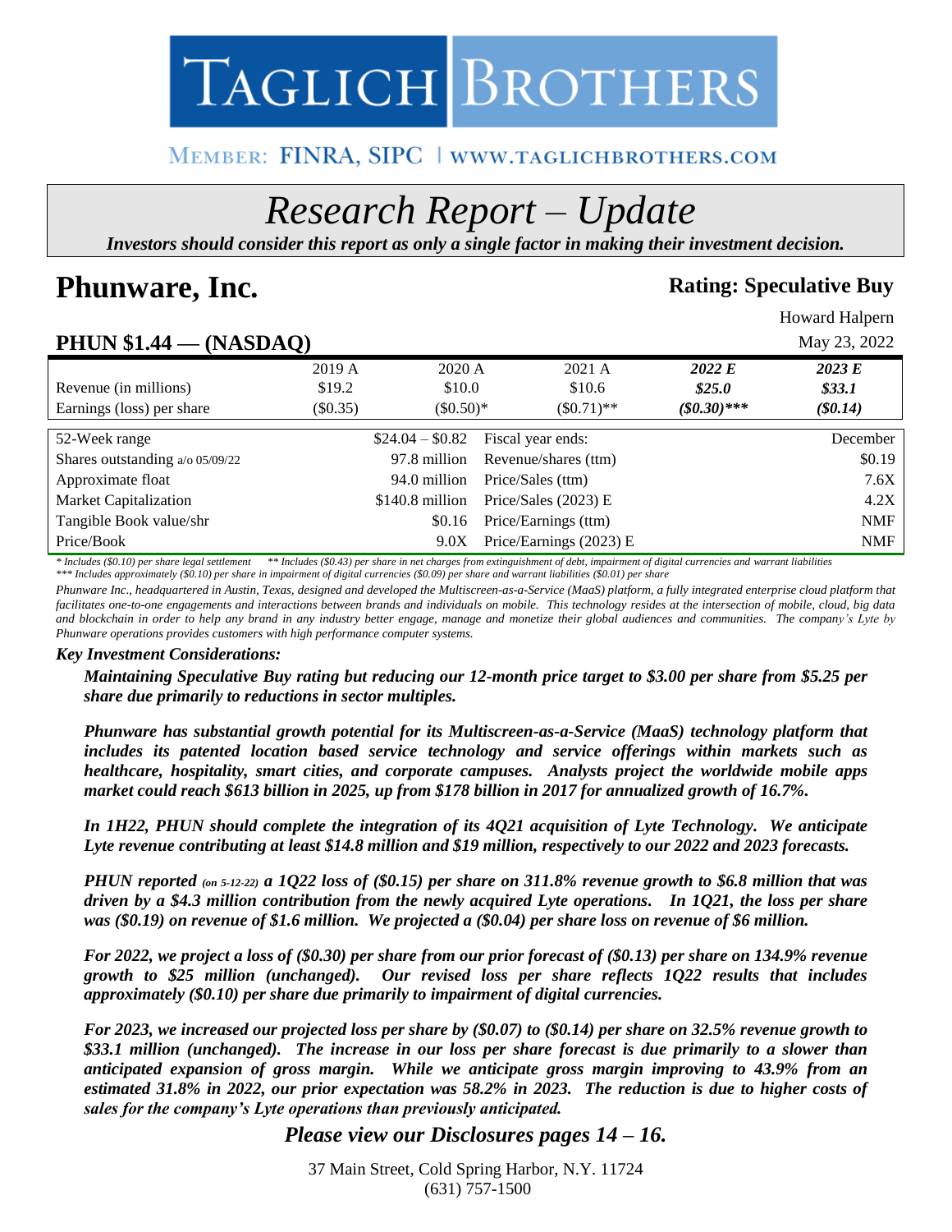# TAGLICH BROTHERS

MEMBER: FINRA, SIPC | WWW.TAGLICHBROTHERS.COM

# *Research Report – Update*

***Investors should consider this report as only a single factor in making their investment decision.***

# Phunware, Inc.

**Rating: Speculative Buy**

Howard Halpern

## PHUN $1.44 — (NASDAQ)

May 23, 2022

| | 2019 A | 2020 A | 2021 A | *2022 E* | *2023 E* |
|---|---|---|---|---|---|
| Revenue (in millions) | $19.2 | $10.0 | $10.6 | ***$25.0*** | ***$33.1*** |
| Earnings (loss) per share | ($0.35) | ($0.50)* | ($0.71)** | ***($0.30)**** | ***($0.14)*** |

| | | | |
|---|---|---|---|
| 52-Week range | $24.04 – $0.82 | Fiscal year ends: | December |
| Shares outstanding a/o 05/09/22 | 97.8 million | Revenue/shares (ttm) | $0.19 |
| Approximate float | 94.0 million | Price/Sales (ttm) | 7.6X |
| Market Capitalization | $140.8 million | Price/Sales (2023) E | 4.2X |
| Tangible Book value/shr | $0.16 | Price/Earnings (ttm) | NMF |
| Price/Book | 9.0X | Price/Earnings (2023) E | NMF |

*\* Includes ($0.10) per share legal settlement \*\* Includes ($0.43) per share in net charges from extinguishment of debt, impairment of digital currencies and warrant liabilities*
*\*\*\* Includes approximately ($0.10) per share in impairment of digital currencies ($0.09) per share and warrant liabilities ($0.01) per share*

*Phunware Inc., headquartered in Austin, Texas, designed and developed the Multiscreen-as-a-Service (MaaS) platform, a fully integrated enterprise cloud platform that facilitates one-to-one engagements and interactions between brands and individuals on mobile. This technology resides at the intersection of mobile, cloud, big data and blockchain in order to help any brand in any industry better engage, manage and monetize their global audiences and communities. The company's Lyte by Phunware operations provides customers with high performance computer systems.*

### *Key Investment Considerations:*

***Maintaining Speculative Buy rating but reducing our 12-month price target to $3.00 per share from $5.25 per share due primarily to reductions in sector multiples.***

***Phunware has substantial growth potential for its Multiscreen-as-a-Service (MaaS) technology platform that includes its patented location based service technology and service offerings within markets such as healthcare, hospitality, smart cities, and corporate campuses. Analysts project the worldwide mobile apps market could reach $613 billion in 2025, up from $178 billion in 2017 for annualized growth of 16.7%.***

***In 1H22, PHUN should complete the integration of its 4Q21 acquisition of Lyte Technology. We anticipate Lyte revenue contributing at least $14.8 million and $19 million, respectively to our 2022 and 2023 forecasts.***

***PHUN reported (on 5-12-22) a 1Q22 loss of ($0.15) per share on 311.8% revenue growth to $6.8 million that was driven by a $4.3 million contribution from the newly acquired Lyte operations. In 1Q21, the loss per share was ($0.19) on revenue of $1.6 million. We projected a ($0.04) per share loss on revenue of $6 million.***

***For 2022, we project a loss of ($0.30) per share from our prior forecast of ($0.13) per share on 134.9% revenue growth to $25 million (unchanged). Our revised loss per share reflects 1Q22 results that includes approximately ($0.10) per share due primarily to impairment of digital currencies.***

***For 2023, we increased our projected loss per share by ($0.07) to ($0.14) per share on 32.5% revenue growth to $33.1 million (unchanged). The increase in our loss per share forecast is due primarily to a slower than anticipated expansion of gross margin. While we anticipate gross margin improving to 43.9% from an estimated 31.8% in 2022, our prior expectation was 58.2% in 2023. The reduction is due to higher costs of sales for the company's Lyte operations than previously anticipated.***

***Please view our Disclosures pages 14 – 16.***

37 Main Street, Cold Spring Harbor, N.Y. 11724
(631) 757-1500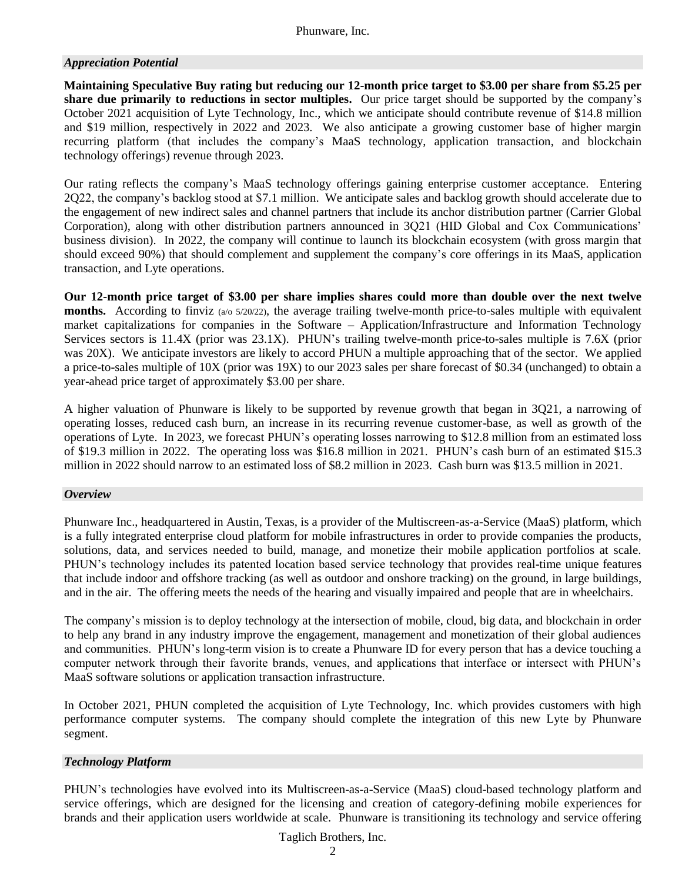## *Appreciation Potential*

**Maintaining Speculative Buy rating but reducing our 12-month price target to $3.00 per share from $5.25 per share due primarily to reductions in sector multiples.** Our price target should be supported by the company's October 2021 acquisition of Lyte Technology, Inc., which we anticipate should contribute revenue of $14.8 million and $19 million, respectively in 2022 and 2023. We also anticipate a growing customer base of higher margin recurring platform (that includes the company's MaaS technology, application transaction, and blockchain technology offerings) revenue through 2023.

Our rating reflects the company's MaaS technology offerings gaining enterprise customer acceptance. Entering 2Q22, the company's backlog stood at $7.1 million. We anticipate sales and backlog growth should accelerate due to the engagement of new indirect sales and channel partners that include its anchor distribution partner (Carrier Global Corporation), along with other distribution partners announced in 3Q21 (HID Global and Cox Communications' business division). In 2022, the company will continue to launch its blockchain ecosystem (with gross margin that should exceed 90%) that should complement and supplement the company's core offerings in its MaaS, application transaction, and Lyte operations.

**Our 12-month price target of $3.00 per share implies shares could more than double over the next twelve months.** According to finviz (a/o 5/20/22), the average trailing twelve-month price-to-sales multiple with equivalent market capitalizations for companies in the Software – Application/Infrastructure and Information Technology Services sectors is 11.4X (prior was 23.1X). PHUN's trailing twelve-month price-to-sales multiple is 7.6X (prior was 20X). We anticipate investors are likely to accord PHUN a multiple approaching that of the sector. We applied a price-to-sales multiple of 10X (prior was 19X) to our 2023 sales per share forecast of $0.34 (unchanged) to obtain a year-ahead price target of approximately $3.00 per share.

A higher valuation of Phunware is likely to be supported by revenue growth that began in 3Q21, a narrowing of operating losses, reduced cash burn, an increase in its recurring revenue customer-base, as well as growth of the operations of Lyte. In 2023, we forecast PHUN's operating losses narrowing to $12.8 million from an estimated loss of $19.3 million in 2022. The operating loss was $16.8 million in 2021. PHUN's cash burn of an estimated $15.3 million in 2022 should narrow to an estimated loss of $8.2 million in 2023. Cash burn was $13.5 million in 2021.

## *Overview*

Phunware Inc., headquartered in Austin, Texas, is a provider of the Multiscreen-as-a-Service (MaaS) platform, which is a fully integrated enterprise cloud platform for mobile infrastructures in order to provide companies the products, solutions, data, and services needed to build, manage, and monetize their mobile application portfolios at scale. PHUN's technology includes its patented location based service technology that provides real-time unique features that include indoor and offshore tracking (as well as outdoor and onshore tracking) on the ground, in large buildings, and in the air. The offering meets the needs of the hearing and visually impaired and people that are in wheelchairs.

The company's mission is to deploy technology at the intersection of mobile, cloud, big data, and blockchain in order to help any brand in any industry improve the engagement, management and monetization of their global audiences and communities. PHUN's long-term vision is to create a Phunware ID for every person that has a device touching a computer network through their favorite brands, venues, and applications that interface or intersect with PHUN's MaaS software solutions or application transaction infrastructure.

In October 2021, PHUN completed the acquisition of Lyte Technology, Inc. which provides customers with high performance computer systems. The company should complete the integration of this new Lyte by Phunware segment.

## *Technology Platform*

PHUN's technologies have evolved into its Multiscreen-as-a-Service (MaaS) cloud-based technology platform and service offerings, which are designed for the licensing and creation of category-defining mobile experiences for brands and their application users worldwide at scale. Phunware is transitioning its technology and service offering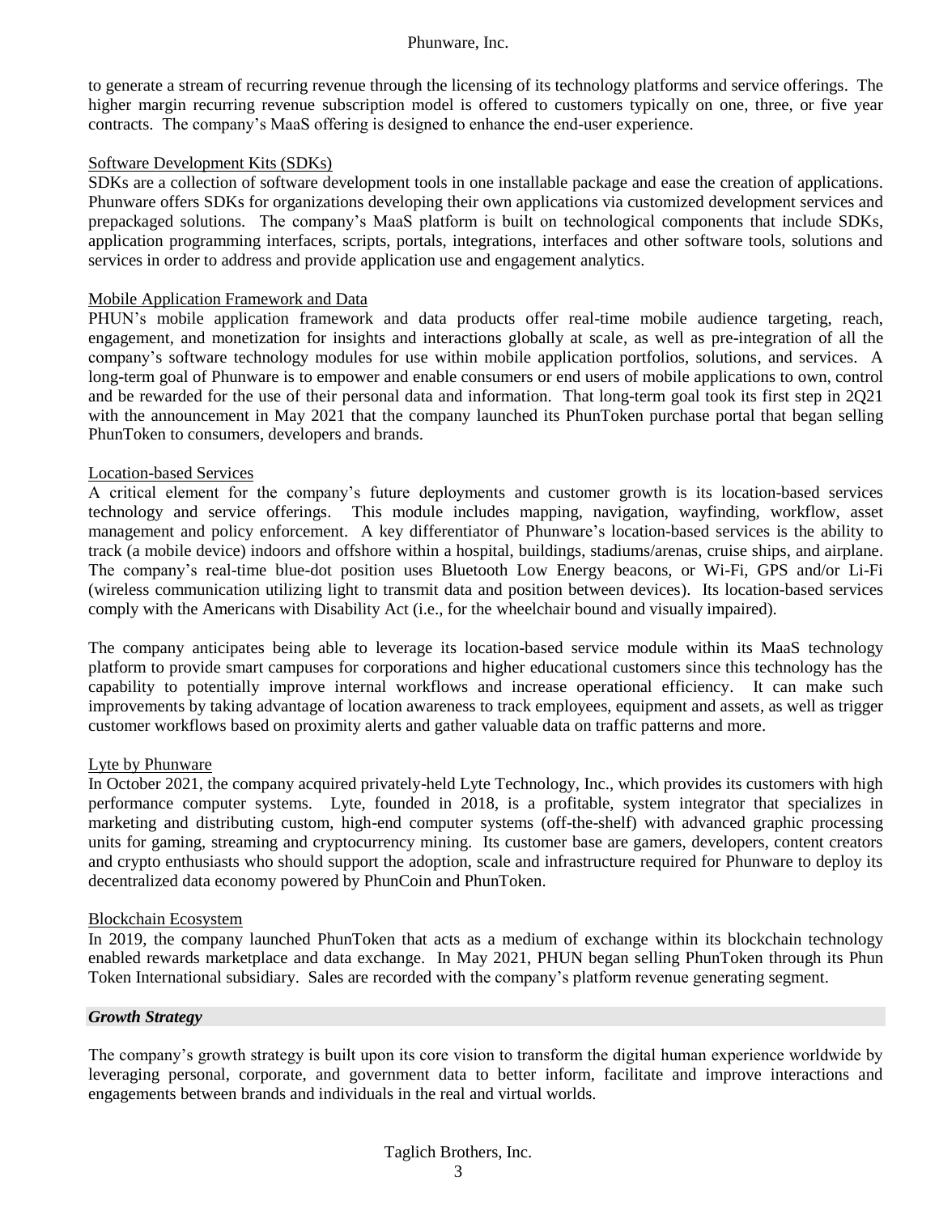to generate a stream of recurring revenue through the licensing of its technology platforms and service offerings. The higher margin recurring revenue subscription model is offered to customers typically on one, three, or five year contracts. The company's MaaS offering is designed to enhance the end-user experience.

Software Development Kits (SDKs)

SDKs are a collection of software development tools in one installable package and ease the creation of applications. Phunware offers SDKs for organizations developing their own applications via customized development services and prepackaged solutions. The company's MaaS platform is built on technological components that include SDKs, application programming interfaces, scripts, portals, integrations, interfaces and other software tools, solutions and services in order to address and provide application use and engagement analytics.

Mobile Application Framework and Data

PHUN's mobile application framework and data products offer real-time mobile audience targeting, reach, engagement, and monetization for insights and interactions globally at scale, as well as pre-integration of all the company's software technology modules for use within mobile application portfolios, solutions, and services. A long-term goal of Phunware is to empower and enable consumers or end users of mobile applications to own, control and be rewarded for the use of their personal data and information. That long-term goal took its first step in 2Q21 with the announcement in May 2021 that the company launched its PhunToken purchase portal that began selling PhunToken to consumers, developers and brands.

Location-based Services

A critical element for the company's future deployments and customer growth is its location-based services technology and service offerings. This module includes mapping, navigation, wayfinding, workflow, asset management and policy enforcement. A key differentiator of Phunware's location-based services is the ability to track (a mobile device) indoors and offshore within a hospital, buildings, stadiums/arenas, cruise ships, and airplane. The company's real-time blue-dot position uses Bluetooth Low Energy beacons, or Wi-Fi, GPS and/or Li-Fi (wireless communication utilizing light to transmit data and position between devices). Its location-based services comply with the Americans with Disability Act (i.e., for the wheelchair bound and visually impaired).

The company anticipates being able to leverage its location-based service module within its MaaS technology platform to provide smart campuses for corporations and higher educational customers since this technology has the capability to potentially improve internal workflows and increase operational efficiency. It can make such improvements by taking advantage of location awareness to track employees, equipment and assets, as well as trigger customer workflows based on proximity alerts and gather valuable data on traffic patterns and more.

Lyte by Phunware

In October 2021, the company acquired privately-held Lyte Technology, Inc., which provides its customers with high performance computer systems. Lyte, founded in 2018, is a profitable, system integrator that specializes in marketing and distributing custom, high-end computer systems (off-the-shelf) with advanced graphic processing units for gaming, streaming and cryptocurrency mining. Its customer base are gamers, developers, content creators and crypto enthusiasts who should support the adoption, scale and infrastructure required for Phunware to deploy its decentralized data economy powered by PhunCoin and PhunToken.

Blockchain Ecosystem

In 2019, the company launched PhunToken that acts as a medium of exchange within its blockchain technology enabled rewards marketplace and data exchange. In May 2021, PHUN began selling PhunToken through its Phun Token International subsidiary. Sales are recorded with the company's platform revenue generating segment.

### *Growth Strategy*

The company's growth strategy is built upon its core vision to transform the digital human experience worldwide by leveraging personal, corporate, and government data to better inform, facilitate and improve interactions and engagements between brands and individuals in the real and virtual worlds.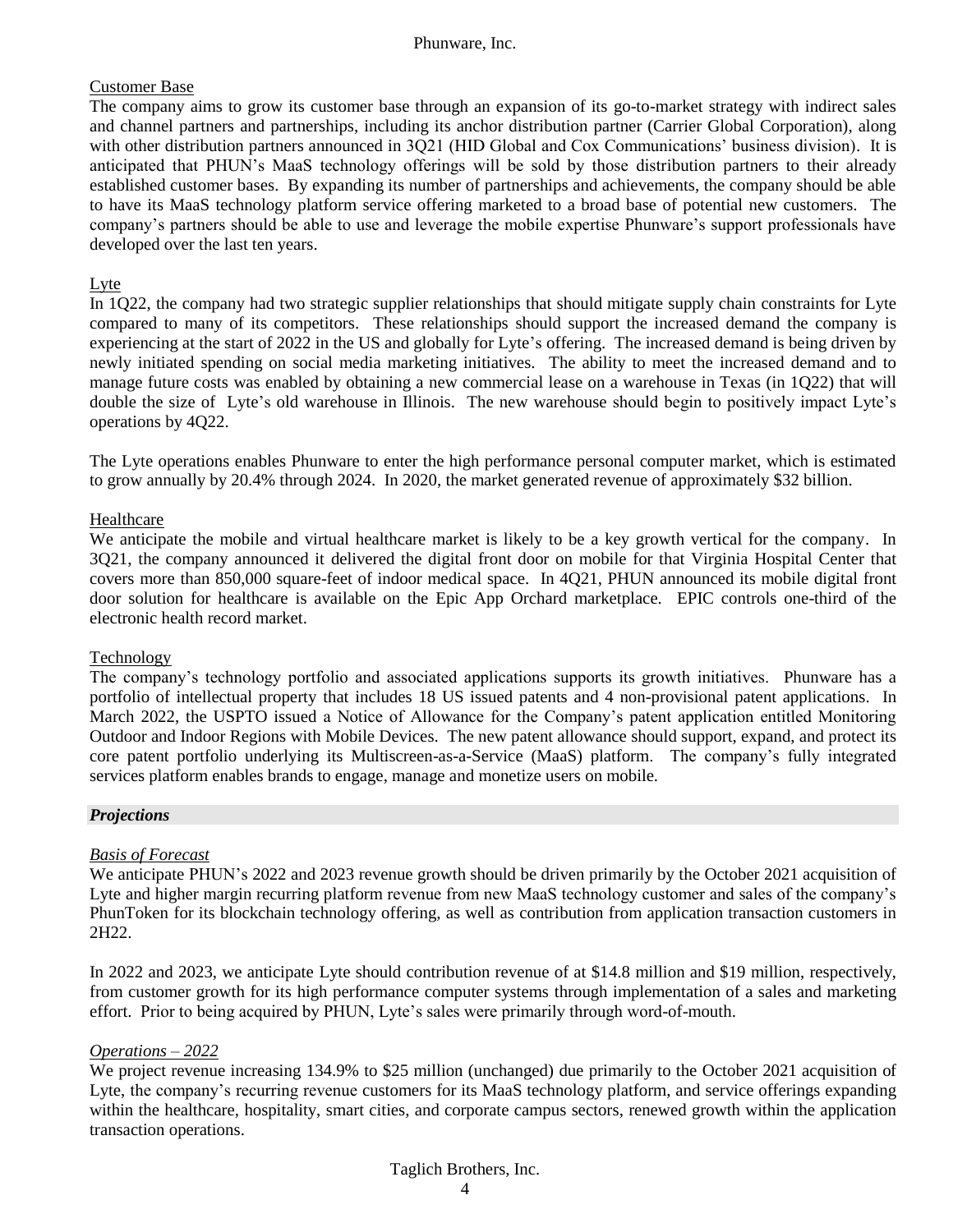Customer Base

The company aims to grow its customer base through an expansion of its go-to-market strategy with indirect sales and channel partners and partnerships, including its anchor distribution partner (Carrier Global Corporation), along with other distribution partners announced in 3Q21 (HID Global and Cox Communications' business division). It is anticipated that PHUN's MaaS technology offerings will be sold by those distribution partners to their already established customer bases. By expanding its number of partnerships and achievements, the company should be able to have its MaaS technology platform service offering marketed to a broad base of potential new customers. The company's partners should be able to use and leverage the mobile expertise Phunware's support professionals have developed over the last ten years.

Lyte

In 1Q22, the company had two strategic supplier relationships that should mitigate supply chain constraints for Lyte compared to many of its competitors. These relationships should support the increased demand the company is experiencing at the start of 2022 in the US and globally for Lyte's offering. The increased demand is being driven by newly initiated spending on social media marketing initiatives. The ability to meet the increased demand and to manage future costs was enabled by obtaining a new commercial lease on a warehouse in Texas (in 1Q22) that will double the size of Lyte's old warehouse in Illinois. The new warehouse should begin to positively impact Lyte's operations by 4Q22.

The Lyte operations enables Phunware to enter the high performance personal computer market, which is estimated to grow annually by 20.4% through 2024. In 2020, the market generated revenue of approximately $32 billion.

Healthcare

We anticipate the mobile and virtual healthcare market is likely to be a key growth vertical for the company. In 3Q21, the company announced it delivered the digital front door on mobile for that Virginia Hospital Center that covers more than 850,000 square-feet of indoor medical space. In 4Q21, PHUN announced its mobile digital front door solution for healthcare is available on the Epic App Orchard marketplace. EPIC controls one-third of the electronic health record market.

Technology

The company's technology portfolio and associated applications supports its growth initiatives. Phunware has a portfolio of intellectual property that includes 18 US issued patents and 4 non-provisional patent applications. In March 2022, the USPTO issued a Notice of Allowance for the Company's patent application entitled Monitoring Outdoor and Indoor Regions with Mobile Devices. The new patent allowance should support, expand, and protect its core patent portfolio underlying its Multiscreen-as-a-Service (MaaS) platform. The company's fully integrated services platform enables brands to engage, manage and monetize users on mobile.

## *Projections*

*Basis of Forecast*

We anticipate PHUN's 2022 and 2023 revenue growth should be driven primarily by the October 2021 acquisition of Lyte and higher margin recurring platform revenue from new MaaS technology customer and sales of the company's PhunToken for its blockchain technology offering, as well as contribution from application transaction customers in 2H22.

In 2022 and 2023, we anticipate Lyte should contribution revenue of at $14.8 million and $19 million, respectively, from customer growth for its high performance computer systems through implementation of a sales and marketing effort. Prior to being acquired by PHUN, Lyte's sales were primarily through word-of-mouth.

*Operations – 2022*

We project revenue increasing 134.9% to $25 million (unchanged) due primarily to the October 2021 acquisition of Lyte, the company's recurring revenue customers for its MaaS technology platform, and service offerings expanding within the healthcare, hospitality, smart cities, and corporate campus sectors, renewed growth within the application transaction operations.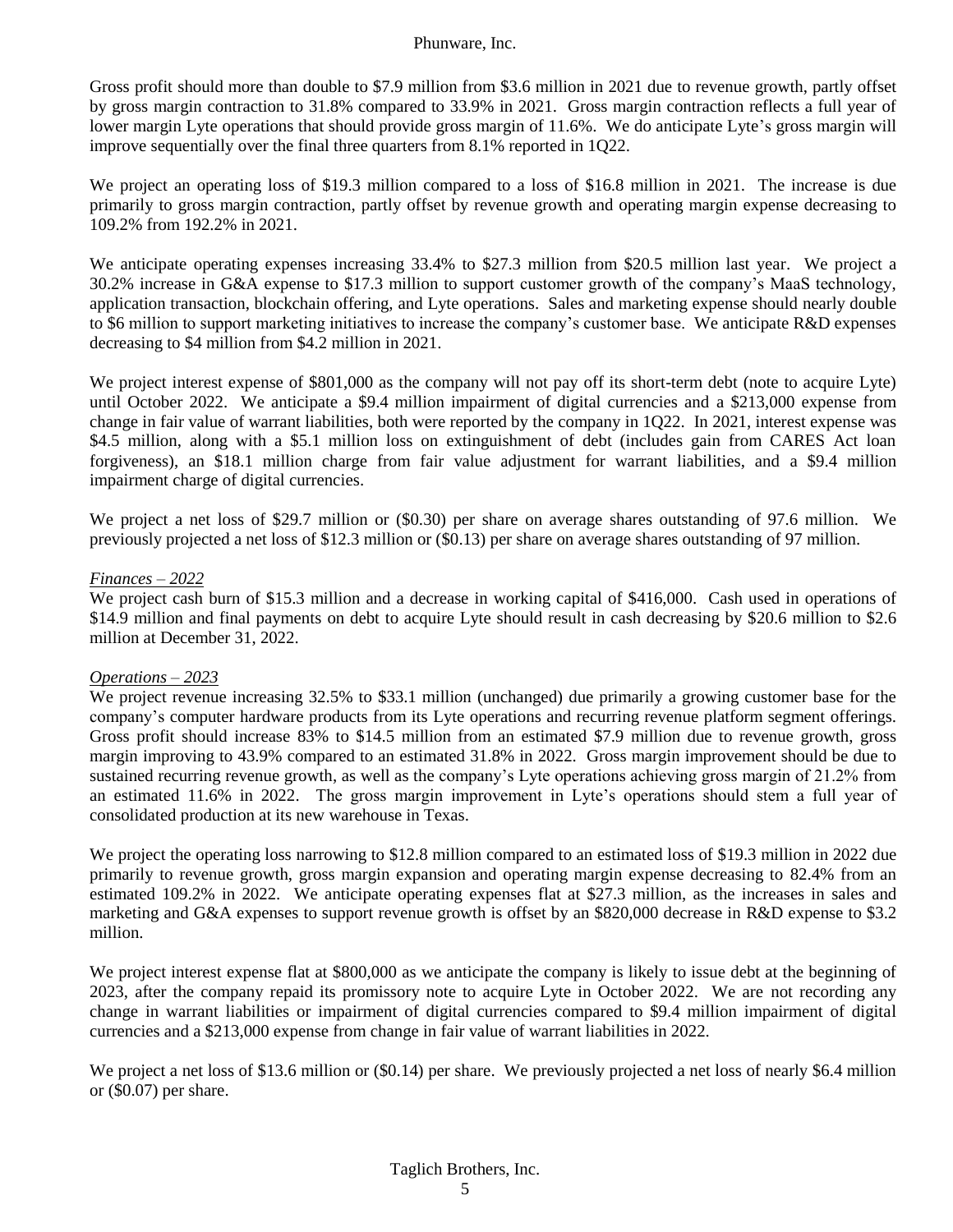Gross profit should more than double to $7.9 million from $3.6 million in 2021 due to revenue growth, partly offset by gross margin contraction to 31.8% compared to 33.9% in 2021. Gross margin contraction reflects a full year of lower margin Lyte operations that should provide gross margin of 11.6%. We do anticipate Lyte's gross margin will improve sequentially over the final three quarters from 8.1% reported in 1Q22.

We project an operating loss of $19.3 million compared to a loss of $16.8 million in 2021. The increase is due primarily to gross margin contraction, partly offset by revenue growth and operating margin expense decreasing to 109.2% from 192.2% in 2021.

We anticipate operating expenses increasing 33.4% to $27.3 million from $20.5 million last year. We project a 30.2% increase in G&A expense to $17.3 million to support customer growth of the company's MaaS technology, application transaction, blockchain offering, and Lyte operations. Sales and marketing expense should nearly double to $6 million to support marketing initiatives to increase the company's customer base. We anticipate R&D expenses decreasing to $4 million from $4.2 million in 2021.

We project interest expense of $801,000 as the company will not pay off its short-term debt (note to acquire Lyte) until October 2022. We anticipate a $9.4 million impairment of digital currencies and a $213,000 expense from change in fair value of warrant liabilities, both were reported by the company in 1Q22. In 2021, interest expense was $4.5 million, along with a $5.1 million loss on extinguishment of debt (includes gain from CARES Act loan forgiveness), an $18.1 million charge from fair value adjustment for warrant liabilities, and a $9.4 million impairment charge of digital currencies.

We project a net loss of $29.7 million or ($0.30) per share on average shares outstanding of 97.6 million. We previously projected a net loss of $12.3 million or ($0.13) per share on average shares outstanding of 97 million.

*Finances – 2022*

We project cash burn of $15.3 million and a decrease in working capital of $416,000. Cash used in operations of $14.9 million and final payments on debt to acquire Lyte should result in cash decreasing by $20.6 million to $2.6 million at December 31, 2022.

*Operations – 2023*

We project revenue increasing 32.5% to $33.1 million (unchanged) due primarily a growing customer base for the company's computer hardware products from its Lyte operations and recurring revenue platform segment offerings. Gross profit should increase 83% to $14.5 million from an estimated $7.9 million due to revenue growth, gross margin improving to 43.9% compared to an estimated 31.8% in 2022. Gross margin improvement should be due to sustained recurring revenue growth, as well as the company's Lyte operations achieving gross margin of 21.2% from an estimated 11.6% in 2022. The gross margin improvement in Lyte's operations should stem a full year of consolidated production at its new warehouse in Texas.

We project the operating loss narrowing to $12.8 million compared to an estimated loss of $19.3 million in 2022 due primarily to revenue growth, gross margin expansion and operating margin expense decreasing to 82.4% from an estimated 109.2% in 2022. We anticipate operating expenses flat at $27.3 million, as the increases in sales and marketing and G&A expenses to support revenue growth is offset by an $820,000 decrease in R&D expense to $3.2 million.

We project interest expense flat at $800,000 as we anticipate the company is likely to issue debt at the beginning of 2023, after the company repaid its promissory note to acquire Lyte in October 2022. We are not recording any change in warrant liabilities or impairment of digital currencies compared to $9.4 million impairment of digital currencies and a $213,000 expense from change in fair value of warrant liabilities in 2022.

We project a net loss of $13.6 million or ($0.14) per share. We previously projected a net loss of nearly $6.4 million or ($0.07) per share.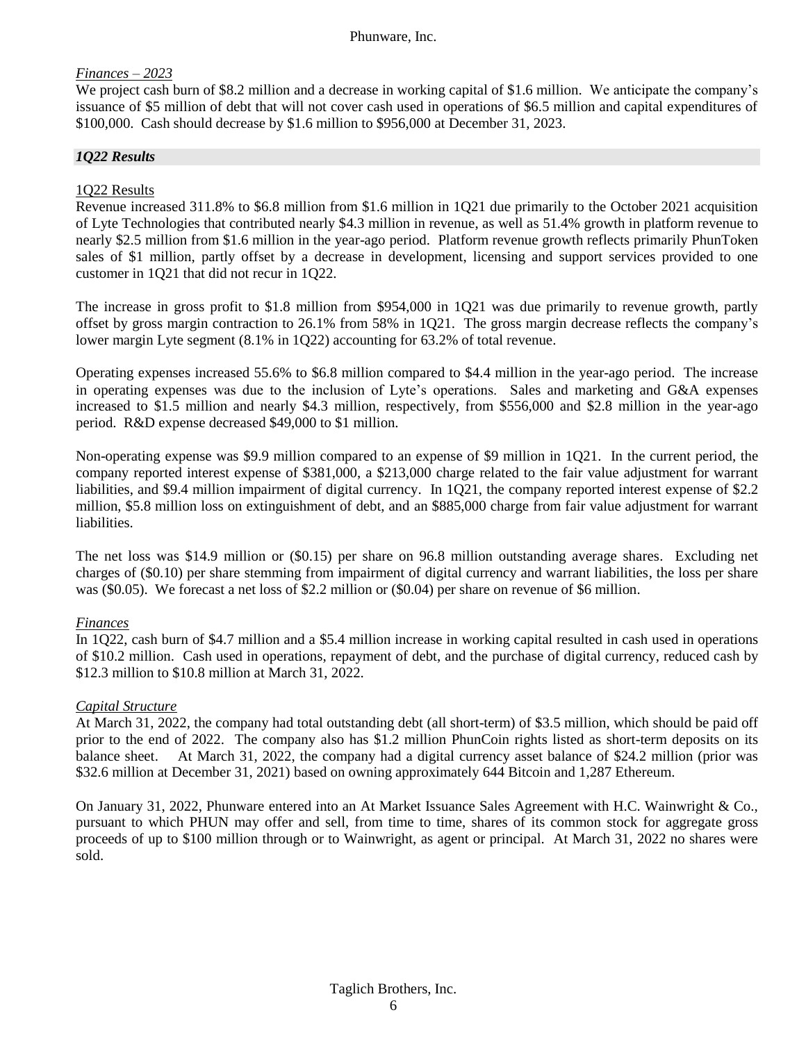*Finances – 2023*

We project cash burn of $8.2 million and a decrease in working capital of $1.6 million. We anticipate the company's issuance of $5 million of debt that will not cover cash used in operations of $6.5 million and capital expenditures of $100,000. Cash should decrease by $1.6 million to $956,000 at December 31, 2023.

## *1Q22 Results*

1Q22 Results

Revenue increased 311.8% to $6.8 million from $1.6 million in 1Q21 due primarily to the October 2021 acquisition of Lyte Technologies that contributed nearly $4.3 million in revenue, as well as 51.4% growth in platform revenue to nearly $2.5 million from $1.6 million in the year-ago period. Platform revenue growth reflects primarily PhunToken sales of $1 million, partly offset by a decrease in development, licensing and support services provided to one customer in 1Q21 that did not recur in 1Q22.

The increase in gross profit to $1.8 million from $954,000 in 1Q21 was due primarily to revenue growth, partly offset by gross margin contraction to 26.1% from 58% in 1Q21. The gross margin decrease reflects the company's lower margin Lyte segment (8.1% in 1Q22) accounting for 63.2% of total revenue.

Operating expenses increased 55.6% to $6.8 million compared to $4.4 million in the year-ago period. The increase in operating expenses was due to the inclusion of Lyte's operations. Sales and marketing and G&A expenses increased to $1.5 million and nearly $4.3 million, respectively, from $556,000 and $2.8 million in the year-ago period. R&D expense decreased $49,000 to $1 million.

Non-operating expense was $9.9 million compared to an expense of $9 million in 1Q21. In the current period, the company reported interest expense of $381,000, a $213,000 charge related to the fair value adjustment for warrant liabilities, and $9.4 million impairment of digital currency. In 1Q21, the company reported interest expense of $2.2 million, $5.8 million loss on extinguishment of debt, and an $885,000 charge from fair value adjustment for warrant liabilities.

The net loss was $14.9 million or ($0.15) per share on 96.8 million outstanding average shares. Excluding net charges of ($0.10) per share stemming from impairment of digital currency and warrant liabilities, the loss per share was ($0.05). We forecast a net loss of $2.2 million or ($0.04) per share on revenue of $6 million.

*Finances*

In 1Q22, cash burn of $4.7 million and a $5.4 million increase in working capital resulted in cash used in operations of $10.2 million. Cash used in operations, repayment of debt, and the purchase of digital currency, reduced cash by $12.3 million to $10.8 million at March 31, 2022.

*Capital Structure*

At March 31, 2022, the company had total outstanding debt (all short-term) of $3.5 million, which should be paid off prior to the end of 2022. The company also has $1.2 million PhunCoin rights listed as short-term deposits on its balance sheet. At March 31, 2022, the company had a digital currency asset balance of $24.2 million (prior was $32.6 million at December 31, 2021) based on owning approximately 644 Bitcoin and 1,287 Ethereum.

On January 31, 2022, Phunware entered into an At Market Issuance Sales Agreement with H.C. Wainwright & Co., pursuant to which PHUN may offer and sell, from time to time, shares of its common stock for aggregate gross proceeds of up to $100 million through or to Wainwright, as agent or principal. At March 31, 2022 no shares were sold.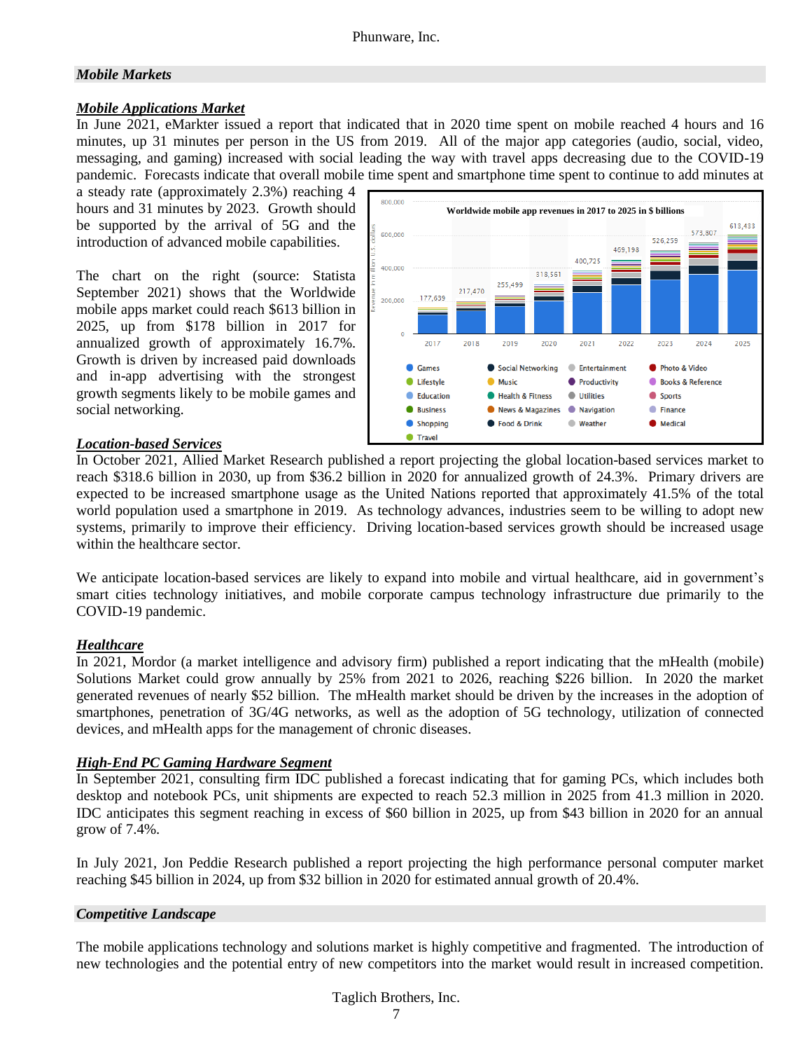## *Mobile Markets*

### ***Mobile Applications Market***

In June 2021, eMarkter issued a report that indicated that in 2020 time spent on mobile reached 4 hours and 16 minutes, up 31 minutes per person in the US from 2019. All of the major app categories (audio, social, video, messaging, and gaming) increased with social leading the way with travel apps decreasing due to the COVID-19 pandemic. Forecasts indicate that overall mobile time spent and smartphone time spent to continue to add minutes at a steady rate (approximately 2.3%) reaching 4 hours and 31 minutes by 2023. Growth should be supported by the arrival of 5G and the introduction of advanced mobile capabilities.

The chart on the right (source: Statista September 2021) shows that the Worldwide mobile apps market could reach $613 billion in 2025, up from $178 billion in 2017 for annualized growth of approximately 16.7%. Growth is driven by increased paid downloads and in-app advertising with the strongest growth segments likely to be mobile games and social networking.

**Worldwide mobile app revenues in 2017 to 2025 in $ billions**

| Year | Revenue (in million U.S. dollars) |
|---|---|
| 2017 | 177,639 |
| 2018 | 217,470 |
| 2019 | 255,499 |
| 2020 | 318,561 |
| 2021 | 400,725 |
| 2022 | 469,198 |
| 2023 | 526,259 |
| 2024 | 573,807 |
| 2025 | 613,433 |

Categories: Games, Lifestyle, Education, Business, Shopping, Travel, Social Networking, Music, Health & Fitness, News & Magazines, Food & Drink, Entertainment, Productivity, Utilities, Navigation, Weather, Photo & Video, Books & Reference, Sports, Finance, Medical

### ***Location-based Services***

In October 2021, Allied Market Research published a report projecting the global location-based services market to reach $318.6 billion in 2030, up from $36.2 billion in 2020 for annualized growth of 24.3%. Primary drivers are expected to be increased smartphone usage as the United Nations reported that approximately 41.5% of the total world population used a smartphone in 2019. As technology advances, industries seem to be willing to adopt new systems, primarily to improve their efficiency. Driving location-based services growth should be increased usage within the healthcare sector.

We anticipate location-based services are likely to expand into mobile and virtual healthcare, aid in government's smart cities technology initiatives, and mobile corporate campus technology infrastructure due primarily to the COVID-19 pandemic.

### ***Healthcare***

In 2021, Mordor (a market intelligence and advisory firm) published a report indicating that the mHealth (mobile) Solutions Market could grow annually by 25% from 2021 to 2026, reaching $226 billion. In 2020 the market generated revenues of nearly $52 billion. The mHealth market should be driven by the increases in the adoption of smartphones, penetration of 3G/4G networks, as well as the adoption of 5G technology, utilization of connected devices, and mHealth apps for the management of chronic diseases.

### ***High-End PC Gaming Hardware Segment***

In September 2021, consulting firm IDC published a forecast indicating that for gaming PCs, which includes both desktop and notebook PCs, unit shipments are expected to reach 52.3 million in 2025 from 41.3 million in 2020. IDC anticipates this segment reaching in excess of $60 billion in 2025, up from $43 billion in 2020 for an annual grow of 7.4%.

In July 2021, Jon Peddie Research published a report projecting the high performance personal computer market reaching $45 billion in 2024, up from $32 billion in 2020 for estimated annual growth of 20.4%.

## *Competitive Landscape*

The mobile applications technology and solutions market is highly competitive and fragmented. The introduction of new technologies and the potential entry of new competitors into the market would result in increased competition.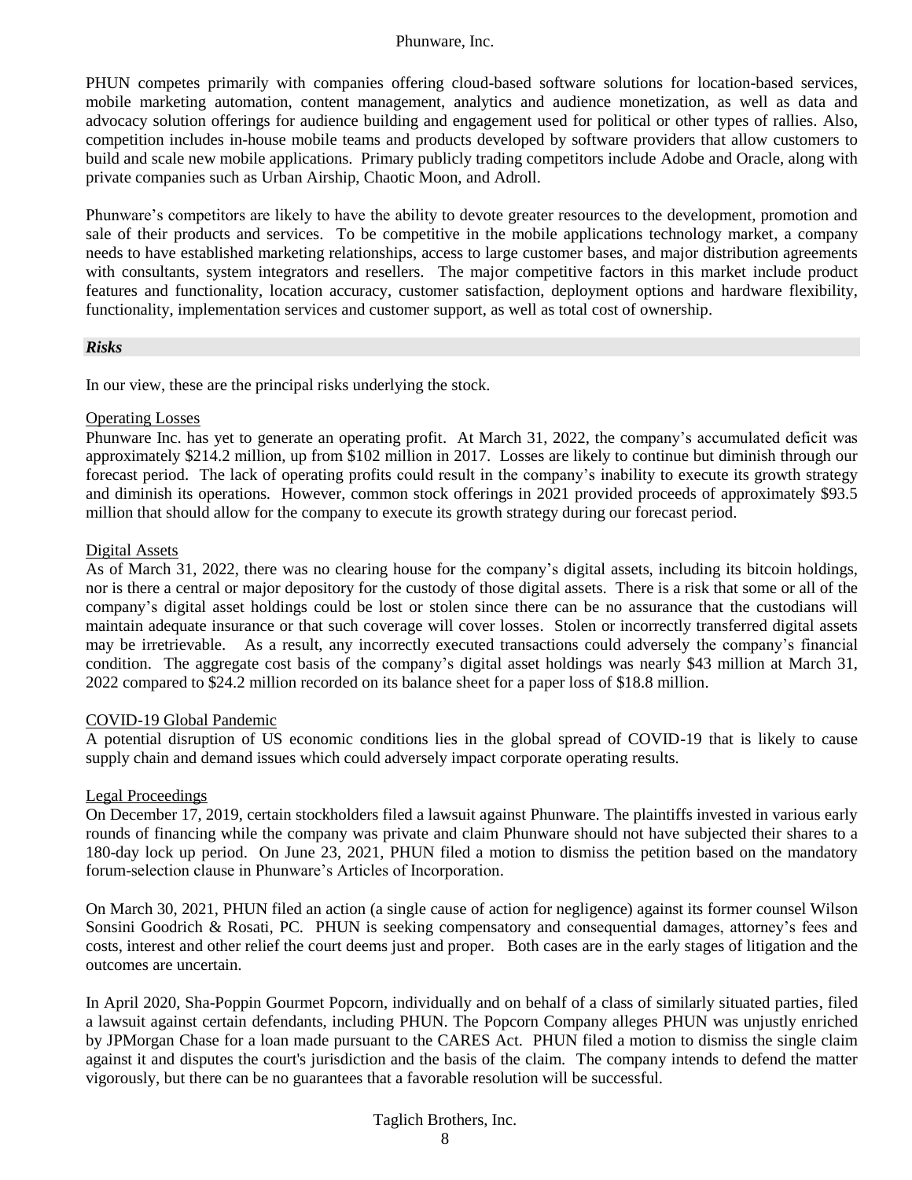PHUN competes primarily with companies offering cloud-based software solutions for location-based services, mobile marketing automation, content management, analytics and audience monetization, as well as data and advocacy solution offerings for audience building and engagement used for political or other types of rallies. Also, competition includes in-house mobile teams and products developed by software providers that allow customers to build and scale new mobile applications. Primary publicly trading competitors include Adobe and Oracle, along with private companies such as Urban Airship, Chaotic Moon, and Adroll.

Phunware's competitors are likely to have the ability to devote greater resources to the development, promotion and sale of their products and services. To be competitive in the mobile applications technology market, a company needs to have established marketing relationships, access to large customer bases, and major distribution agreements with consultants, system integrators and resellers. The major competitive factors in this market include product features and functionality, location accuracy, customer satisfaction, deployment options and hardware flexibility, functionality, implementation services and customer support, as well as total cost of ownership.

## *Risks*

In our view, these are the principal risks underlying the stock.

### Operating Losses

Phunware Inc. has yet to generate an operating profit. At March 31, 2022, the company's accumulated deficit was approximately $214.2 million, up from $102 million in 2017. Losses are likely to continue but diminish through our forecast period. The lack of operating profits could result in the company's inability to execute its growth strategy and diminish its operations. However, common stock offerings in 2021 provided proceeds of approximately $93.5 million that should allow for the company to execute its growth strategy during our forecast period.

### Digital Assets

As of March 31, 2022, there was no clearing house for the company's digital assets, including its bitcoin holdings, nor is there a central or major depository for the custody of those digital assets. There is a risk that some or all of the company's digital asset holdings could be lost or stolen since there can be no assurance that the custodians will maintain adequate insurance or that such coverage will cover losses. Stolen or incorrectly transferred digital assets may be irretrievable. As a result, any incorrectly executed transactions could adversely the company's financial condition. The aggregate cost basis of the company's digital asset holdings was nearly $43 million at March 31, 2022 compared to $24.2 million recorded on its balance sheet for a paper loss of $18.8 million.

### COVID-19 Global Pandemic

A potential disruption of US economic conditions lies in the global spread of COVID-19 that is likely to cause supply chain and demand issues which could adversely impact corporate operating results.

### Legal Proceedings

On December 17, 2019, certain stockholders filed a lawsuit against Phunware. The plaintiffs invested in various early rounds of financing while the company was private and claim Phunware should not have subjected their shares to a 180-day lock up period. On June 23, 2021, PHUN filed a motion to dismiss the petition based on the mandatory forum-selection clause in Phunware's Articles of Incorporation.

On March 30, 2021, PHUN filed an action (a single cause of action for negligence) against its former counsel Wilson Sonsini Goodrich & Rosati, PC. PHUN is seeking compensatory and consequential damages, attorney's fees and costs, interest and other relief the court deems just and proper. Both cases are in the early stages of litigation and the outcomes are uncertain.

In April 2020, Sha-Poppin Gourmet Popcorn, individually and on behalf of a class of similarly situated parties, filed a lawsuit against certain defendants, including PHUN. The Popcorn Company alleges PHUN was unjustly enriched by JPMorgan Chase for a loan made pursuant to the CARES Act. PHUN filed a motion to dismiss the single claim against it and disputes the court's jurisdiction and the basis of the claim. The company intends to defend the matter vigorously, but there can be no guarantees that a favorable resolution will be successful.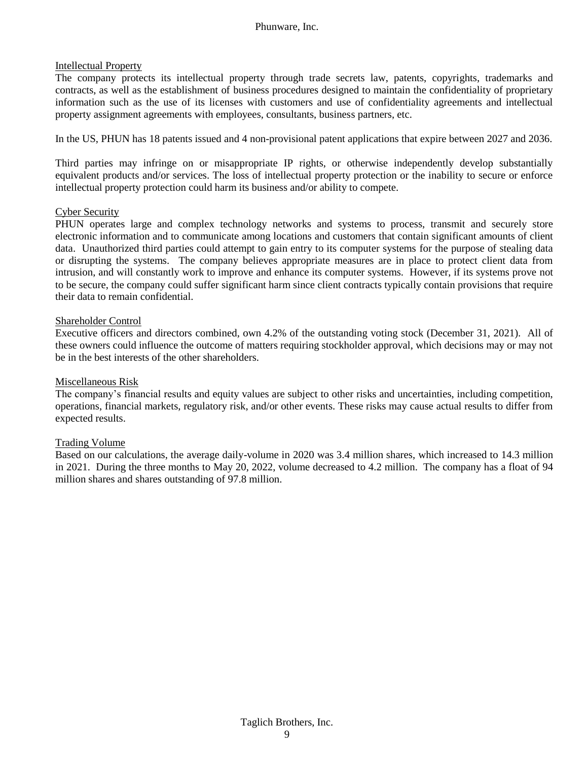## Intellectual Property

The company protects its intellectual property through trade secrets law, patents, copyrights, trademarks and contracts, as well as the establishment of business procedures designed to maintain the confidentiality of proprietary information such as the use of its licenses with customers and use of confidentiality agreements and intellectual property assignment agreements with employees, consultants, business partners, etc.

In the US, PHUN has 18 patents issued and 4 non-provisional patent applications that expire between 2027 and 2036.

Third parties may infringe on or misappropriate IP rights, or otherwise independently develop substantially equivalent products and/or services. The loss of intellectual property protection or the inability to secure or enforce intellectual property protection could harm its business and/or ability to compete.

## Cyber Security

PHUN operates large and complex technology networks and systems to process, transmit and securely store electronic information and to communicate among locations and customers that contain significant amounts of client data. Unauthorized third parties could attempt to gain entry to its computer systems for the purpose of stealing data or disrupting the systems. The company believes appropriate measures are in place to protect client data from intrusion, and will constantly work to improve and enhance its computer systems. However, if its systems prove not to be secure, the company could suffer significant harm since client contracts typically contain provisions that require their data to remain confidential.

## Shareholder Control

Executive officers and directors combined, own 4.2% of the outstanding voting stock (December 31, 2021). All of these owners could influence the outcome of matters requiring stockholder approval, which decisions may or may not be in the best interests of the other shareholders.

## Miscellaneous Risk

The company's financial results and equity values are subject to other risks and uncertainties, including competition, operations, financial markets, regulatory risk, and/or other events. These risks may cause actual results to differ from expected results.

## Trading Volume

Based on our calculations, the average daily-volume in 2020 was 3.4 million shares, which increased to 14.3 million in 2021. During the three months to May 20, 2022, volume decreased to 4.2 million. The company has a float of 94 million shares and shares outstanding of 97.8 million.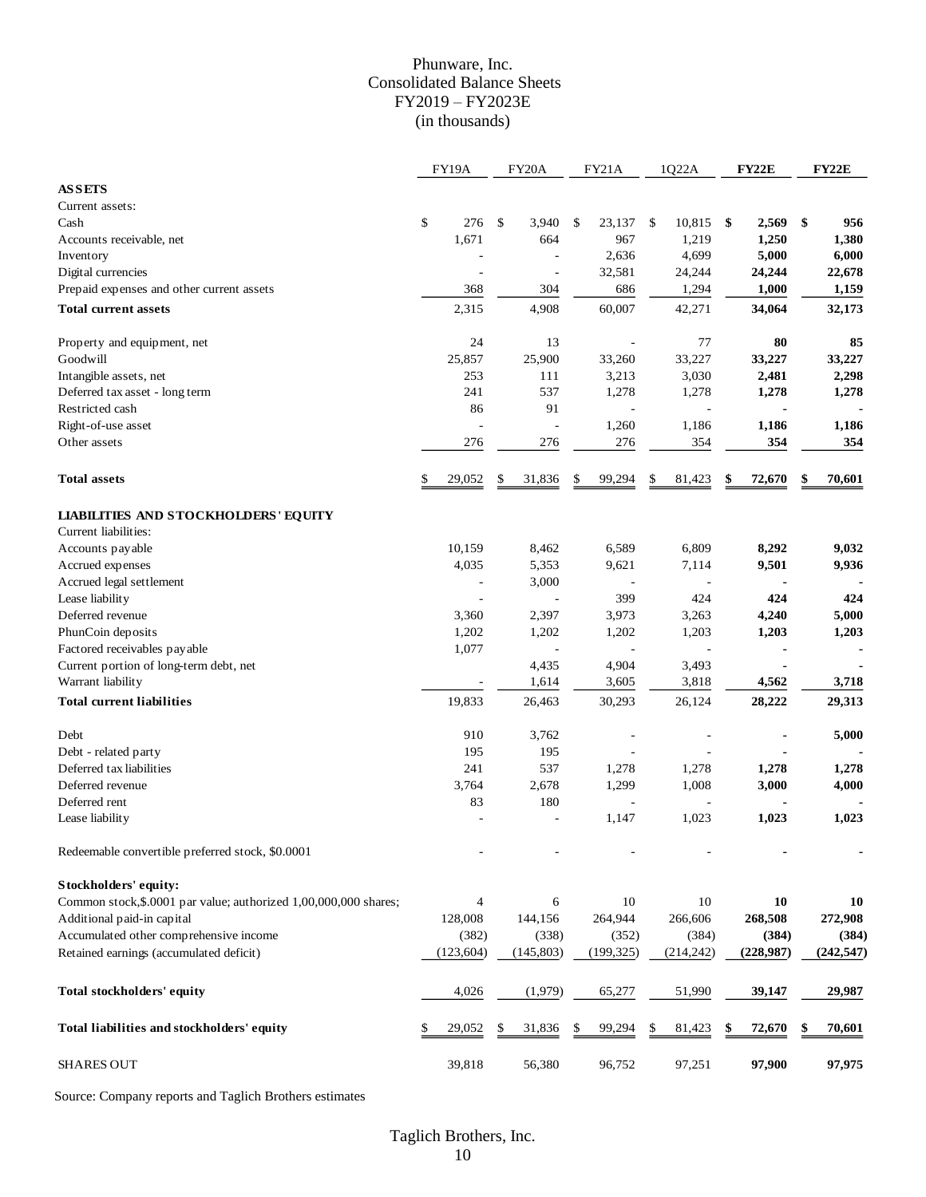# Phunware, Inc.
## Consolidated Balance Sheets
## FY2019 – FY2023E
## (in thousands)

| | FY19A | FY20A | FY21A | 1Q22A | **FY22E** | **FY22E** |
|---|---|---|---|---|---|---|
| **ASSETS** | | | | | | |
| Current assets: | | | | | | |
| Cash | $ 276 | $ 3,940 | $ 23,137 | $ 10,815 | **$ 2,569** | **$ 956** |
| Accounts receivable, net | 1,671 | 664 | 967 | 1,219 | **1,250** | **1,380** |
| Inventory | - | - | 2,636 | 4,699 | **5,000** | **6,000** |
| Digital currencies | - | - | 32,581 | 24,244 | **24,244** | **22,678** |
| Prepaid expenses and other current assets | 368 | 304 | 686 | 1,294 | **1,000** | **1,159** |
| **Total current assets** | 2,315 | 4,908 | 60,007 | 42,271 | **34,064** | **32,173** |
| | | | | | | |
| Property and equipment, net | 24 | 13 | - | 77 | **80** | **85** |
| Goodwill | 25,857 | 25,900 | 33,260 | 33,227 | **33,227** | **33,227** |
| Intangible assets, net | 253 | 111 | 3,213 | 3,030 | **2,481** | **2,298** |
| Deferred tax asset - long term | 241 | 537 | 1,278 | 1,278 | **1,278** | **1,278** |
| Restricted cash | 86 | 91 | - | - | **-** | **-** |
| Right-of-use asset | - | - | 1,260 | 1,186 | **1,186** | **1,186** |
| Other assets | 276 | 276 | 276 | 354 | **354** | **354** |
| | | | | | | |
| **Total assets** | $ 29,052 | $ 31,836 | $ 99,294 | $ 81,423 | **$ 72,670** | **$ 70,601** |
| | | | | | | |
| **LIABILITIES AND STOCKHOLDERS' EQUITY** | | | | | | |
| Current liabilities: | | | | | | |
| Accounts payable | 10,159 | 8,462 | 6,589 | 6,809 | **8,292** | **9,032** |
| Accrued expenses | 4,035 | 5,353 | 9,621 | 7,114 | **9,501** | **9,936** |
| Accrued legal settlement | - | 3,000 | - | - | **-** | **-** |
| Lease liability | - | - | 399 | 424 | **424** | **424** |
| Deferred revenue | 3,360 | 2,397 | 3,973 | 3,263 | **4,240** | **5,000** |
| PhunCoin deposits | 1,202 | 1,202 | 1,202 | 1,203 | **1,203** | **1,203** |
| Factored receivables payable | 1,077 | - | - | - | **-** | **-** |
| Current portion of long-term debt, net | | 4,435 | 4,904 | 3,493 | **-** | **-** |
| Warrant liability | - | 1,614 | 3,605 | 3,818 | **4,562** | **3,718** |
| **Total current liabilities** | 19,833 | 26,463 | 30,293 | 26,124 | **28,222** | **29,313** |
| | | | | | | |
| Debt | 910 | 3,762 | - | - | **-** | **5,000** |
| Debt - related party | 195 | 195 | - | - | **-** | **-** |
| Deferred tax liabilities | 241 | 537 | 1,278 | 1,278 | **1,278** | **1,278** |
| Deferred revenue | 3,764 | 2,678 | 1,299 | 1,008 | **3,000** | **4,000** |
| Deferred rent | 83 | 180 | - | - | **-** | **-** |
| Lease liability | - | - | 1,147 | 1,023 | **1,023** | **1,023** |
| | | | | | | |
| Redeemable convertible preferred stock, $0.0001 | - | - | - | - | **-** | **-** |
| | | | | | | |
| **Stockholders' equity:** | | | | | | |
| Common stock,$.0001 par value; authorized 1,00,000,000 shares; | 4 | 6 | 10 | 10 | **10** | **10** |
| Additional paid-in capital | 128,008 | 144,156 | 264,944 | 266,606 | **268,508** | **272,908** |
| Accumulated other comprehensive income | (382) | (338) | (352) | (384) | **(384)** | **(384)** |
| Retained earnings (accumulated deficit) | (123,604) | (145,803) | (199,325) | (214,242) | **(228,987)** | **(242,547)** |
| | | | | | | |
| **Total stockholders' equity** | 4,026 | (1,979) | 65,277 | 51,990 | **39,147** | **29,987** |
| | | | | | | |
| **Total liabilities and stockholders' equity** | $ 29,052 | $ 31,836 | $ 99,294 | $ 81,423 | **$ 72,670** | **$ 70,601** |
| | | | | | | |
| SHARES OUT | 39,818 | 56,380 | 96,752 | 97,251 | **97,900** | **97,975** |

Source: Company reports and Taglich Brothers estimates

Taglich Brothers, Inc.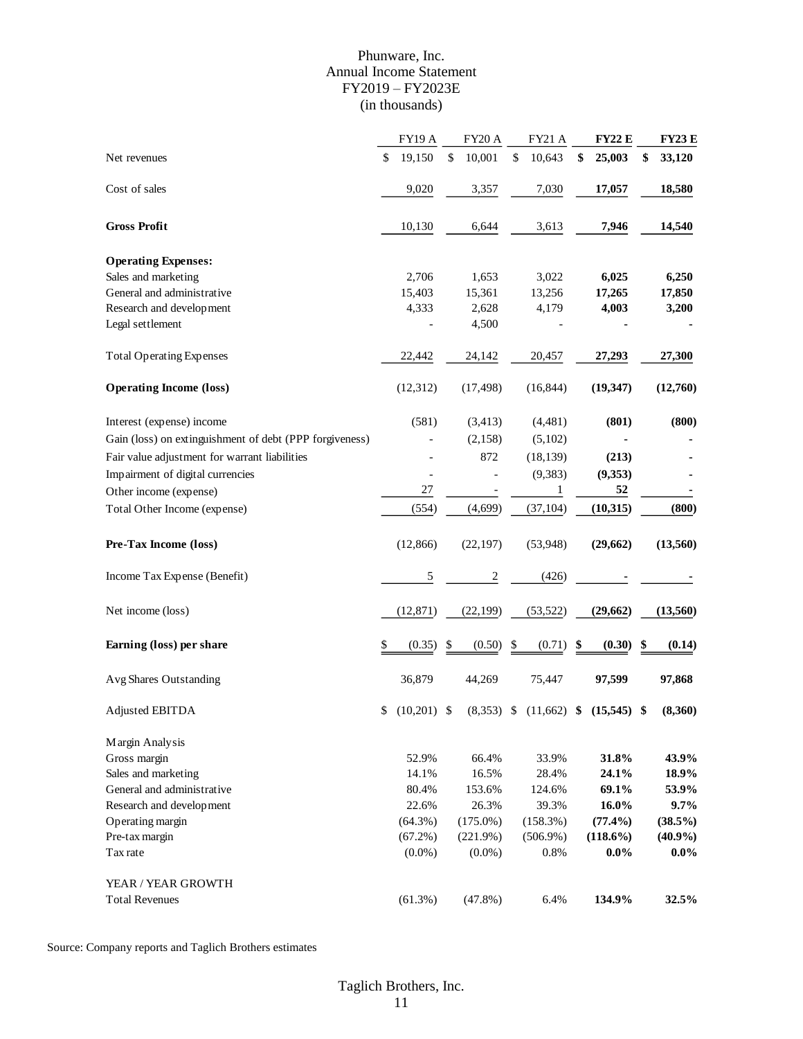# Phunware, Inc.
## Annual Income Statement
## FY2019 – FY2023E
## (in thousands)

| | FY19 A | FY20 A | FY21 A | **FY22 E** | **FY23 E** |
|---|---|---|---|---|---|
| Net revenues | $ 19,150 | $ 10,001 | $ 10,643 | **$ 25,003** | **$ 33,120** |
| Cost of sales | 9,020 | 3,357 | 7,030 | **17,057** | **18,580** |
| **Gross Profit** | 10,130 | 6,644 | 3,613 | **7,946** | **14,540** |
| **Operating Expenses:** | | | | | |
| Sales and marketing | 2,706 | 1,653 | 3,022 | **6,025** | **6,250** |
| General and administrative | 15,403 | 15,361 | 13,256 | **17,265** | **17,850** |
| Research and development | 4,333 | 2,628 | 4,179 | **4,003** | **3,200** |
| Legal settlement | - | 4,500 | - | **-** | **-** |
| Total Operating Expenses | 22,442 | 24,142 | 20,457 | **27,293** | **27,300** |
| **Operating Income (loss)** | (12,312) | (17,498) | (16,844) | **(19,347)** | **(12,760)** |
| Interest (expense) income | (581) | (3,413) | (4,481) | **(801)** | **(800)** |
| Gain (loss) on extinguishment of debt (PPP forgiveness) | - | (2,158) | (5,102) | **-** | **-** |
| Fair value adjustment for warrant liabilities | - | 872 | (18,139) | **(213)** | - |
| Impairment of digital currencies | - | - | (9,383) | **(9,353)** | - |
| Other income (expense) | 27 | - | 1 | **52** | **-** |
| Total Other Income (expense) | (554) | (4,699) | (37,104) | **(10,315)** | **(800)** |
| **Pre-Tax Income (loss)** | (12,866) | (22,197) | (53,948) | **(29,662)** | **(13,560)** |
| Income Tax Expense (Benefit) | 5 | 2 | (426) | **-** | **-** |
| Net income (loss) | (12,871) | (22,199) | (53,522) | **(29,662)** | **(13,560)** |
| **Earning (loss) per share** | $ (0.35) | $ (0.50) | $ (0.71) | **$ (0.30)** | **$ (0.14)** |
| Avg Shares Outstanding | 36,879 | 44,269 | 75,447 | **97,599** | **97,868** |
| Adjusted EBITDA | $ (10,201) | $ (8,353) | $ (11,662) | **$ (15,545)** | **$ (8,360)** |
| Margin Analysis | | | | | |
| Gross margin | 52.9% | 66.4% | 33.9% | **31.8%** | **43.9%** |
| Sales and marketing | 14.1% | 16.5% | 28.4% | **24.1%** | **18.9%** |
| General and administrative | 80.4% | 153.6% | 124.6% | **69.1%** | **53.9%** |
| Research and development | 22.6% | 26.3% | 39.3% | **16.0%** | **9.7%** |
| Operating margin | (64.3%) | (175.0%) | (158.3%) | **(77.4%)** | **(38.5%)** |
| Pre-tax margin | (67.2%) | (221.9%) | (506.9%) | **(118.6%)** | **(40.9%)** |
| Tax rate | (0.0%) | (0.0%) | 0.8% | **0.0%** | **0.0%** |
| YEAR / YEAR GROWTH | | | | | |
| Total Revenues | (61.3%) | (47.8%) | 6.4% | **134.9%** | **32.5%** |

Source: Company reports and Taglich Brothers estimates

Taglich Brothers, Inc.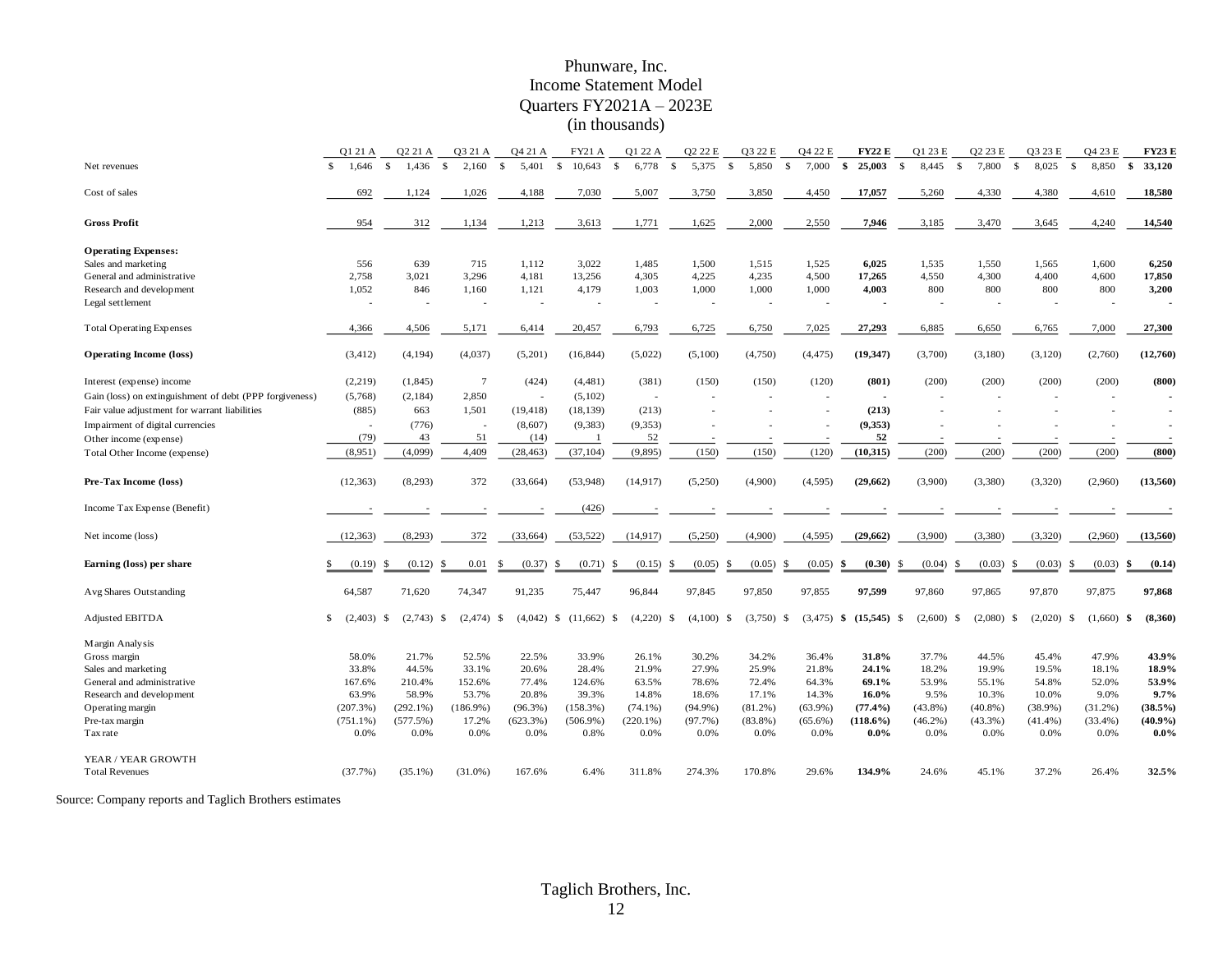# Phunware, Inc.
## Income Statement Model
## Quarters FY2021A – 2023E
## (in thousands)

| | Q1 21 A | Q2 21 A | Q3 21 A | Q4 21 A | FY21 A | Q1 22 A | Q2 22 E | Q3 22 E | Q4 22 E | **FY22 E** | Q1 23 E | Q2 23 E | Q3 23 E | Q4 23 E | **FY23 E** |
|---|---|---|---|---|---|---|---|---|---|---|---|---|---|---|---|
| Net revenues | $ 1,646 | $ 1,436 | $ 2,160 | $ 5,401 | $ 10,643 | $ 6,778 | $ 5,375 | $ 5,850 | $ 7,000 | **$ 25,003** | $ 8,445 | $ 7,800 | $ 8,025 | $ 8,850 | **$ 33,120** |
| Cost of sales | 692 | 1,124 | 1,026 | 4,188 | 7,030 | 5,007 | 3,750 | 3,850 | 4,450 | **17,057** | 5,260 | 4,330 | 4,380 | 4,610 | **18,580** |
| **Gross Profit** | 954 | 312 | 1,134 | 1,213 | 3,613 | 1,771 | 1,625 | 2,000 | 2,550 | **7,946** | 3,185 | 3,470 | 3,645 | 4,240 | **14,540** |
| **Operating Expenses:** | | | | | | | | | | | | | | | |
| Sales and marketing | 556 | 639 | 715 | 1,112 | 3,022 | 1,485 | 1,500 | 1,515 | 1,525 | **6,025** | 1,535 | 1,550 | 1,565 | 1,600 | **6,250** |
| General and administrative | 2,758 | 3,021 | 3,296 | 4,181 | 13,256 | 4,305 | 4,225 | 4,235 | 4,500 | **17,265** | 4,550 | 4,300 | 4,400 | 4,600 | **17,850** |
| Research and development | 1,052 | 846 | 1,160 | 1,121 | 4,179 | 1,003 | 1,000 | 1,000 | 1,000 | **4,003** | 800 | 800 | 800 | 800 | **3,200** |
| Legal settlement | - | - | - | - | - | - | - | - | - | **-** | - | - | - | - | **-** |
| Total Operating Expenses | 4,366 | 4,506 | 5,171 | 6,414 | 20,457 | 6,793 | 6,725 | 6,750 | 7,025 | **27,293** | 6,885 | 6,650 | 6,765 | 7,000 | **27,300** |
| **Operating Income (loss)** | (3,412) | (4,194) | (4,037) | (5,201) | (16,844) | (5,022) | (5,100) | (4,750) | (4,475) | **(19,347)** | (3,700) | (3,180) | (3,120) | (2,760) | **(12,760)** |
| Interest (expense) income | (2,219) | (1,845) | 7 | (424) | (4,481) | (381) | (150) | (150) | (120) | **(801)** | (200) | (200) | (200) | (200) | **(800)** |
| Gain (loss) on extinguishment of debt (PPP forgiveness) | (5,768) | (2,184) | 2,850 | - | (5,102) | - | - | - | - | **-** | - | - | - | - | **-** |
| Fair value adjustment for warrant liabilities | (885) | 663 | 1,501 | (19,418) | (18,139) | (213) | - | - | - | **(213)** | - | - | - | - | **-** |
| Impairment of digital currencies | - | (776) | - | (8,607) | (9,383) | (9,353) | - | - | - | **(9,353)** | - | - | - | - | **-** |
| Other income (expense) | (79) | 43 | 51 | (14) | 1 | 52 | - | - | - | **52** | - | - | - | - | **-** |
| Total Other Income (expense) | (8,951) | (4,099) | 4,409 | (28,463) | (37,104) | (9,895) | (150) | (150) | (120) | **(10,315)** | (200) | (200) | (200) | (200) | **(800)** |
| **Pre-Tax Income (loss)** | (12,363) | (8,293) | 372 | (33,664) | (53,948) | (14,917) | (5,250) | (4,900) | (4,595) | **(29,662)** | (3,900) | (3,380) | (3,320) | (2,960) | **(13,560)** |
| Income Tax Expense (Benefit) | - | - | - | - | (426) | - | - | - | - | **-** | - | - | - | - | **-** |
| Net income (loss) | (12,363) | (8,293) | 372 | (33,664) | (53,522) | (14,917) | (5,250) | (4,900) | (4,595) | **(29,662)** | (3,900) | (3,380) | (3,320) | (2,960) | **(13,560)** |
| **Earning (loss) per share** | $ (0.19) | $ (0.12) | $ 0.01 | $ (0.37) | $ (0.71) | $ (0.15) | $ (0.05) | $ (0.05) | $ (0.05) | **$ (0.30)** | $ (0.04) | $ (0.03) | $ (0.03) | $ (0.03) | **$ (0.14)** |
| Avg Shares Outstanding | 64,587 | 71,620 | 74,347 | 91,235 | 75,447 | 96,844 | 97,845 | 97,850 | 97,855 | **97,599** | 97,860 | 97,865 | 97,870 | 97,875 | **97,868** |
| Adjusted EBITDA | $ (2,403) | $ (2,743) | $ (2,474) | $ (4,042) | $ (11,662) | $ (4,220) | $ (4,100) | $ (3,750) | $ (3,475) | **$ (15,545)** | $ (2,600) | $ (2,080) | $ (2,020) | $ (1,660) | **$ (8,360)** |
| Margin Analysis | | | | | | | | | | | | | | | |
| Gross margin | 58.0% | 21.7% | 52.5% | 22.5% | 33.9% | 26.1% | 30.2% | 34.2% | 36.4% | **31.8%** | 37.7% | 44.5% | 45.4% | 47.9% | **43.9%** |
| Sales and marketing | 33.8% | 44.5% | 33.1% | 20.6% | 28.4% | 21.9% | 27.9% | 25.9% | 21.8% | **24.1%** | 18.2% | 19.9% | 19.5% | 18.1% | **18.9%** |
| General and administrative | 167.6% | 210.4% | 152.6% | 77.4% | 124.6% | 63.5% | 78.6% | 72.4% | 64.3% | **69.1%** | 53.9% | 55.1% | 54.8% | 52.0% | **53.9%** |
| Research and development | 63.9% | 58.9% | 53.7% | 20.8% | 39.3% | 14.8% | 18.6% | 17.1% | 14.3% | **16.0%** | 9.5% | 10.3% | 10.0% | 9.0% | **9.7%** |
| Operating margin | (207.3%) | (292.1%) | (186.9%) | (96.3%) | (158.3%) | (74.1%) | (94.9%) | (81.2%) | (63.9%) | **(77.4%)** | (43.8%) | (40.8%) | (38.9%) | (31.2%) | **(38.5%)** |
| Pre-tax margin | (751.1%) | (577.5%) | 17.2% | (623.3%) | (506.9%) | (220.1%) | (97.7%) | (83.8%) | (65.6%) | **(118.6%)** | (46.2%) | (43.3%) | (41.4%) | (33.4%) | **(40.9%)** |
| Tax rate | 0.0% | 0.0% | 0.0% | 0.0% | 0.8% | 0.0% | 0.0% | 0.0% | 0.0% | **0.0%** | 0.0% | 0.0% | 0.0% | 0.0% | **0.0%** |
| YEAR / YEAR GROWTH | | | | | | | | | | | | | | | |
| Total Revenues | (37.7%) | (35.1%) | (31.0%) | 167.6% | 6.4% | 311.8% | 274.3% | 170.8% | 29.6% | **134.9%** | 24.6% | 45.1% | 37.2% | 26.4% | **32.5%** |

Source: Company reports and Taglich Brothers estimates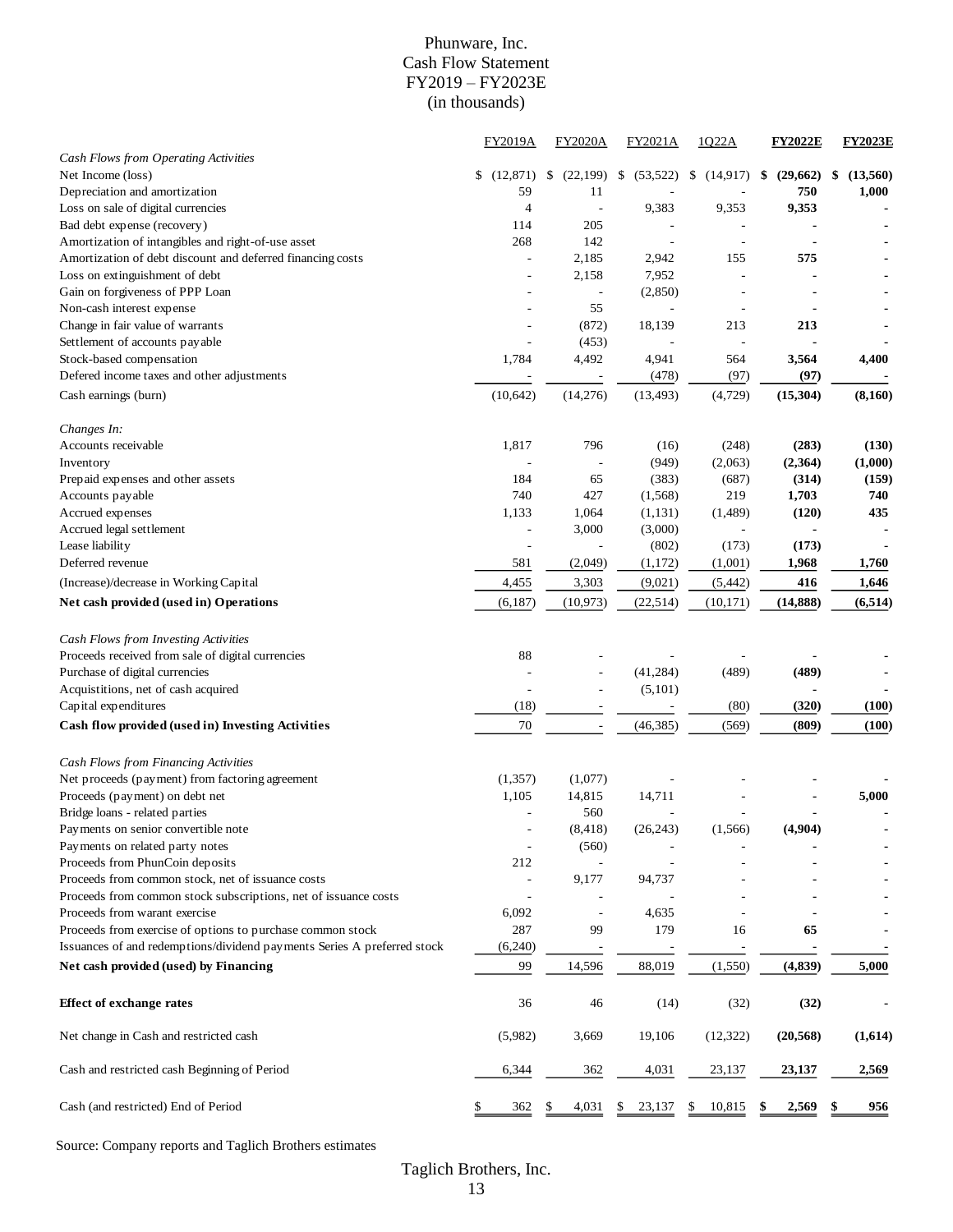# Phunware, Inc.
## Cash Flow Statement
## FY2019 – FY2023E
## (in thousands)

| | FY2019A | FY2020A | FY2021A | 1Q22A | **FY2022E** | **FY2023E** |
|---|---|---|---|---|---|---|
| *Cash Flows from Operating Activities* | | | | | | |
| Net Income (loss) | $ (12,871) | $ (22,199) | $ (53,522) | $ (14,917) | **$ (29,662)** | **$ (13,560)** |
| Depreciation and amortization | 59 | 11 | - | - | **750** | **1,000** |
| Loss on sale of digital currencies | 4 | - | 9,383 | 9,353 | **9,353** | **-** |
| Bad debt expense (recovery) | 114 | 205 | - | - | **-** | **-** |
| Amortization of intangibles and right-of-use asset | 268 | 142 | - | - | **-** | **-** |
| Amortization of debt discount and deferred financing costs | - | 2,185 | 2,942 | 155 | **575** | **-** |
| Loss on extinguishment of debt | - | 2,158 | 7,952 | - | **-** | **-** |
| Gain on forgiveness of PPP Loan | - | - | (2,850) | - | **-** | **-** |
| Non-cash interest expense | - | 55 | - | - | **-** | **-** |
| Change in fair value of warrants | - | (872) | 18,139 | 213 | **213** | **-** |
| Settlement of accounts payable | - | (453) | - | - | **-** | **-** |
| Stock-based compensation | 1,784 | 4,492 | 4,941 | 564 | **3,564** | **4,400** |
| Defered income taxes and other adjustments | - | - | (478) | (97) | **(97)** | **-** |
| Cash earnings (burn) | (10,642) | (14,276) | (13,493) | (4,729) | **(15,304)** | **(8,160)** |
| *Changes In:* | | | | | | |
| Accounts receivable | 1,817 | 796 | (16) | (248) | **(283)** | **(130)** |
| Inventory | - | - | (949) | (2,063) | **(2,364)** | **(1,000)** |
| Prepaid expenses and other assets | 184 | 65 | (383) | (687) | **(314)** | **(159)** |
| Accounts payable | 740 | 427 | (1,568) | 219 | **1,703** | **740** |
| Accrued expenses | 1,133 | 1,064 | (1,131) | (1,489) | **(120)** | **435** |
| Accrued legal settlement | - | 3,000 | (3,000) | - | **-** | **-** |
| Lease liability | - | - | (802) | (173) | **(173)** | **-** |
| Deferred revenue | 581 | (2,049) | (1,172) | (1,001) | **1,968** | **1,760** |
| (Increase)/decrease in Working Capital | 4,455 | 3,303 | (9,021) | (5,442) | **416** | **1,646** |
| **Net cash provided (used in) Operations** | (6,187) | (10,973) | (22,514) | (10,171) | **(14,888)** | **(6,514)** |
| *Cash Flows from Investing Activities* | | | | | | |
| Proceeds received from sale of digital currencies | 88 | - | - | - | **-** | **-** |
| Purchase of digital currencies | - | - | (41,284) | (489) | **(489)** | **-** |
| Acquistitions, net of cash acquired | - | - | (5,101) | | **-** | **-** |
| Capital expenditures | (18) | - | - | (80) | **(320)** | **(100)** |
| **Cash flow provided (used in) Investing Activities** | 70 | - | (46,385) | (569) | **(809)** | **(100)** |
| *Cash Flows from Financing Activities* | | | | | | |
| Net proceeds (payment) from factoring agreement | (1,357) | (1,077) | - | - | **-** | **-** |
| Proceeds (payment) on debt net | 1,105 | 14,815 | 14,711 | - | **-** | **5,000** |
| Bridge loans - related parties | - | 560 | - | - | **-** | **-** |
| Payments on senior convertible note | - | (8,418) | (26,243) | (1,566) | **(4,904)** | **-** |
| Payments on related party notes | - | (560) | - | - | **-** | **-** |
| Proceeds from PhunCoin deposits | 212 | - | - | - | **-** | **-** |
| Proceeds from common stock, net of issuance costs | - | 9,177 | 94,737 | - | **-** | **-** |
| Proceeds from common stock subscriptions, net of issuance costs | - | - | - | - | **-** | **-** |
| Proceeds from warant exercise | 6,092 | - | 4,635 | - | **-** | **-** |
| Proceeds from exercise of options to purchase common stock | 287 | 99 | 179 | 16 | **65** | **-** |
| Issuances of and redemptions/dividend payments Series A preferred stock | (6,240) | - | - | - | **-** | **-** |
| **Net cash provided (used) by Financing** | 99 | 14,596 | 88,019 | (1,550) | **(4,839)** | **5,000** |
| **Effect of exchange rates** | 36 | 46 | (14) | (32) | **(32)** | **-** |
| Net change in Cash and restricted cash | (5,982) | 3,669 | 19,106 | (12,322) | **(20,568)** | **(1,614)** |
| Cash and restricted cash Beginning of Period | 6,344 | 362 | 4,031 | 23,137 | **23,137** | **2,569** |
| Cash (and restricted) End of Period | $ 362 | $ 4,031 | $ 23,137 | $ 10,815 | **$ 2,569** | **$ 956** |

Source: Company reports and Taglich Brothers estimates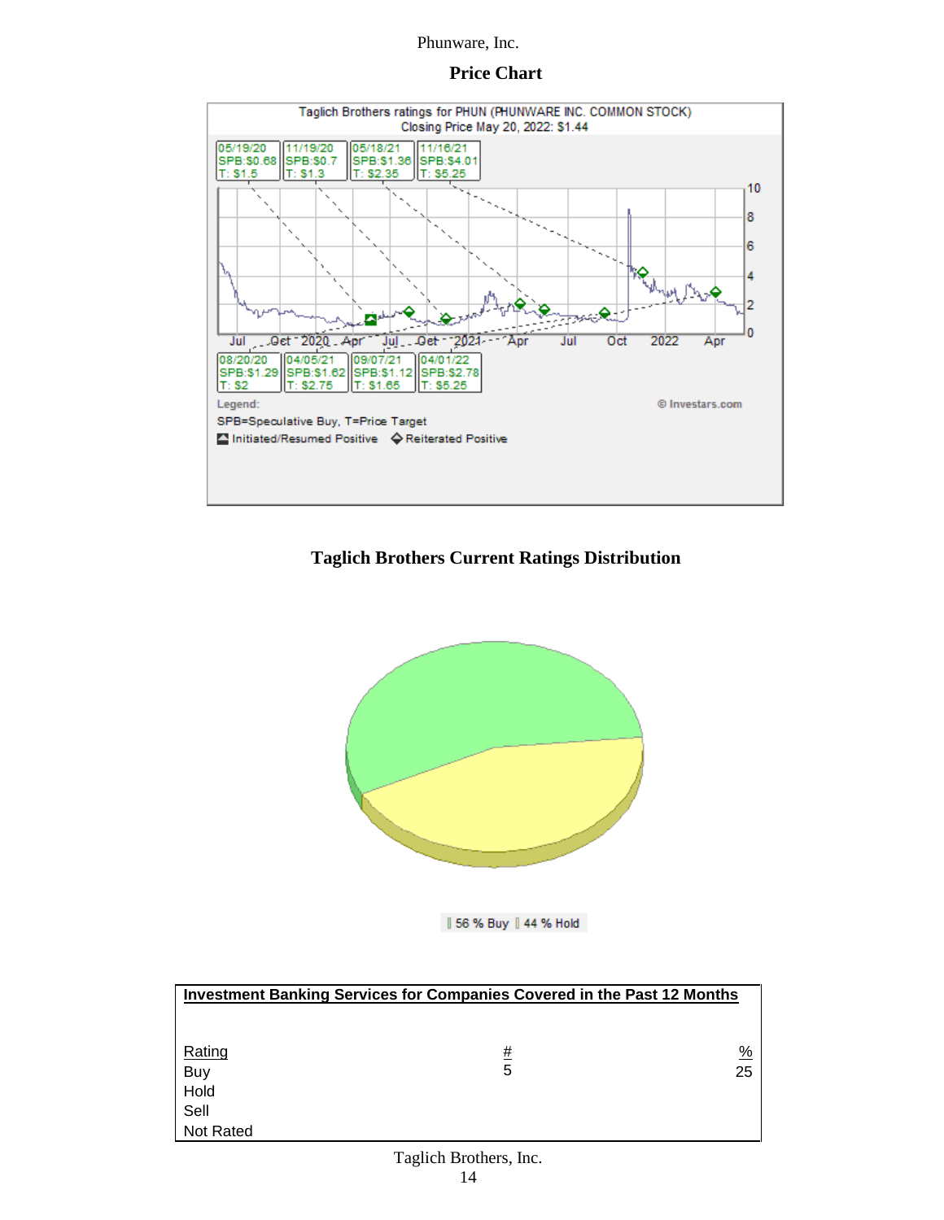Phunware, Inc.

## Price Chart

Taglich Brothers ratings for PHUN (PHUNWARE INC. COMMON STOCK)
Closing Price May 20, 2022: $1.44

| Date | Rating | Target |
|---|---|---|
| 05/19/20 | SPB:$0.68 | T: $1.5 |
| 08/20/20 | SPB:$1.29 | T: $2 |
| 11/19/20 | SPB:$0.7 | T: $1.3 |
| 04/05/21 | SPB:$1.62 | T: $2.75 |
| 05/18/21 | SPB:$1.36 | T: $2.35 |
| 09/07/21 | SPB:$1.12 | T: $1.65 |
| 11/16/21 | SPB:$4.01 | T: $5.25 |
| 04/01/22 | SPB:$2.78 | T: $5.25 |

Legend:
SPB=Speculative Buy, T=Price Target
Initiated/Resumed Positive ◆ Reiterated Positive

© Investars.com

## Taglich Brothers Current Ratings Distribution

56 % Buy | 44 % Hold

| **Investment Banking Services for Companies Covered in the Past 12 Months** | | |
|---|---|---|
| Rating | # | % |
| Buy | 5 | 25 |
| Hold | | |
| Sell | | |
| Not Rated | | |

Taglich Brothers, Inc.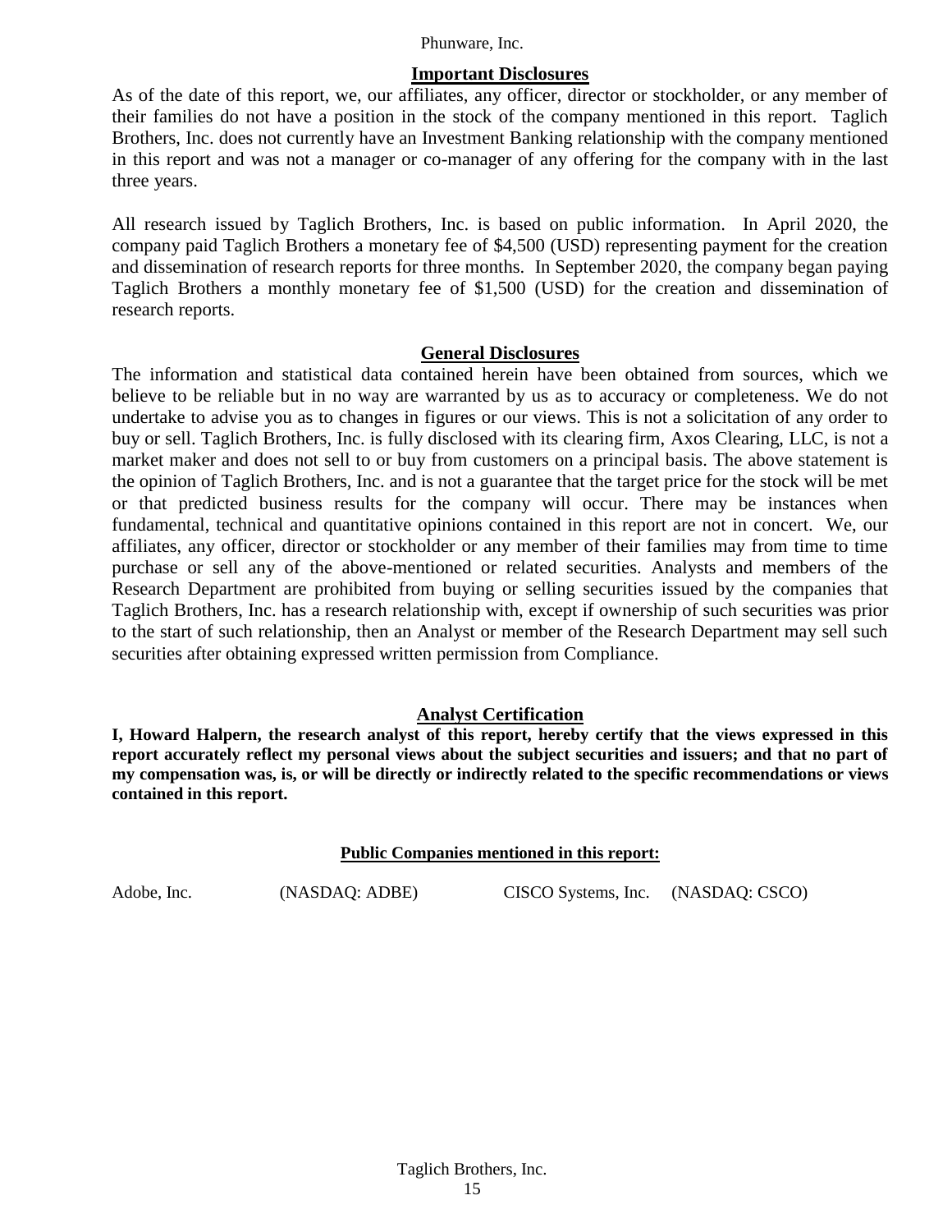## Important Disclosures

As of the date of this report, we, our affiliates, any officer, director or stockholder, or any member of their families do not have a position in the stock of the company mentioned in this report. Taglich Brothers, Inc. does not currently have an Investment Banking relationship with the company mentioned in this report and was not a manager or co-manager of any offering for the company with in the last three years.

All research issued by Taglich Brothers, Inc. is based on public information. In April 2020, the company paid Taglich Brothers a monetary fee of $4,500 (USD) representing payment for the creation and dissemination of research reports for three months. In September 2020, the company began paying Taglich Brothers a monthly monetary fee of $1,500 (USD) for the creation and dissemination of research reports.

## General Disclosures

The information and statistical data contained herein have been obtained from sources, which we believe to be reliable but in no way are warranted by us as to accuracy or completeness. We do not undertake to advise you as to changes in figures or our views. This is not a solicitation of any order to buy or sell. Taglich Brothers, Inc. is fully disclosed with its clearing firm, Axos Clearing, LLC, is not a market maker and does not sell to or buy from customers on a principal basis. The above statement is the opinion of Taglich Brothers, Inc. and is not a guarantee that the target price for the stock will be met or that predicted business results for the company will occur. There may be instances when fundamental, technical and quantitative opinions contained in this report are not in concert. We, our affiliates, any officer, director or stockholder or any member of their families may from time to time purchase or sell any of the above-mentioned or related securities. Analysts and members of the Research Department are prohibited from buying or selling securities issued by the companies that Taglich Brothers, Inc. has a research relationship with, except if ownership of such securities was prior to the start of such relationship, then an Analyst or member of the Research Department may sell such securities after obtaining expressed written permission from Compliance.

## Analyst Certification

**I, Howard Halpern, the research analyst of this report, hereby certify that the views expressed in this report accurately reflect my personal views about the subject securities and issuers; and that no part of my compensation was, is, or will be directly or indirectly related to the specific recommendations or views contained in this report.**

**Public Companies mentioned in this report:**

| | | | |
|---|---|---|---|
| Adobe, Inc. | (NASDAQ: ADBE) | CISCO Systems, Inc. | (NASDAQ: CSCO) |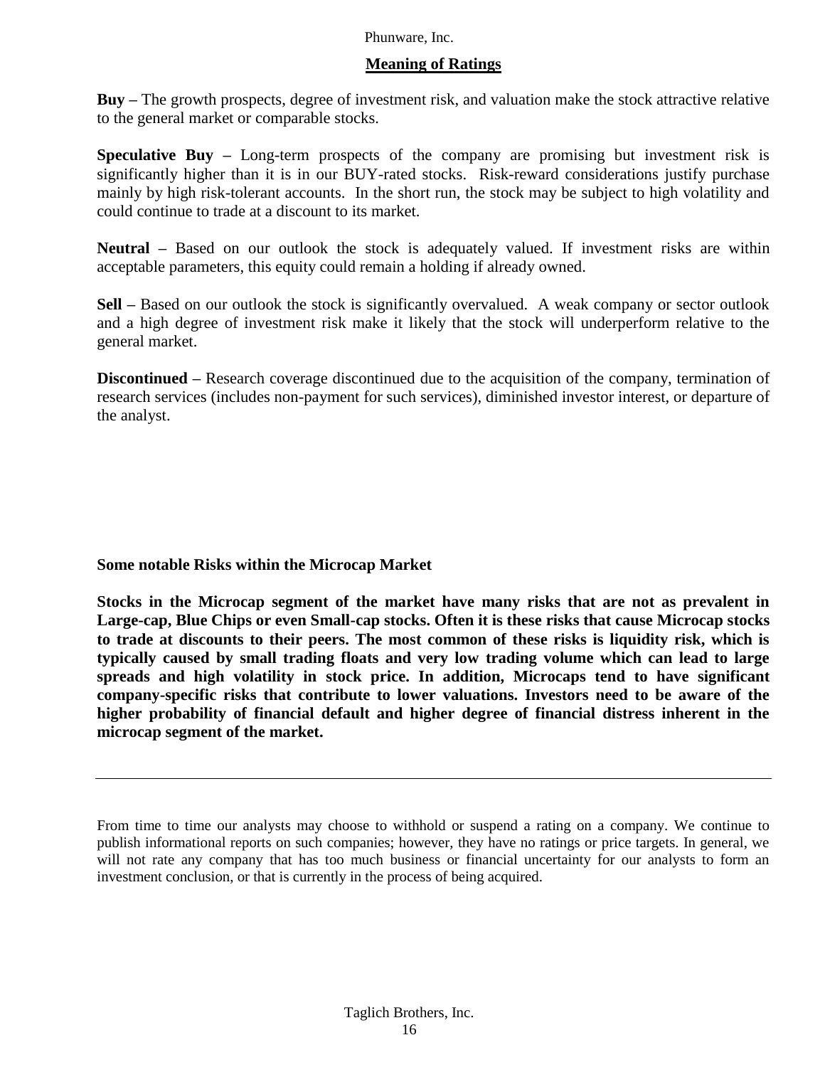## Meaning of Ratings

**Buy –** The growth prospects, degree of investment risk, and valuation make the stock attractive relative to the general market or comparable stocks.

**Speculative Buy –** Long-term prospects of the company are promising but investment risk is significantly higher than it is in our BUY-rated stocks. Risk-reward considerations justify purchase mainly by high risk-tolerant accounts. In the short run, the stock may be subject to high volatility and could continue to trade at a discount to its market.

**Neutral –** Based on our outlook the stock is adequately valued. If investment risks are within acceptable parameters, this equity could remain a holding if already owned.

**Sell –** Based on our outlook the stock is significantly overvalued. A weak company or sector outlook and a high degree of investment risk make it likely that the stock will underperform relative to the general market.

**Discontinued –** Research coverage discontinued due to the acquisition of the company, termination of research services (includes non-payment for such services), diminished investor interest, or departure of the analyst.

**Some notable Risks within the Microcap Market**

**Stocks in the Microcap segment of the market have many risks that are not as prevalent in Large-cap, Blue Chips or even Small-cap stocks. Often it is these risks that cause Microcap stocks to trade at discounts to their peers. The most common of these risks is liquidity risk, which is typically caused by small trading floats and very low trading volume which can lead to large spreads and high volatility in stock price. In addition, Microcaps tend to have significant company-specific risks that contribute to lower valuations. Investors need to be aware of the higher probability of financial default and higher degree of financial distress inherent in the microcap segment of the market.**

---

From time to time our analysts may choose to withhold or suspend a rating on a company. We continue to publish informational reports on such companies; however, they have no ratings or price targets. In general, we will not rate any company that has too much business or financial uncertainty for our analysts to form an investment conclusion, or that is currently in the process of being acquired.